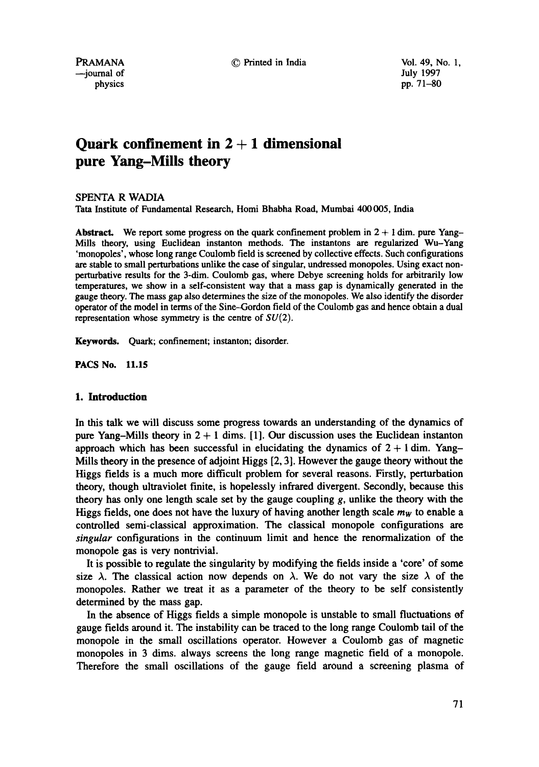# Quark confinement in $2 + 1$ dimensional pure Yang–Mills theory

SPENTA R WADIA

Tata Institute of Fundamental Research, Homi Bhabha Road, Mumbai 400 005, India

**Abstract.** We report some progress on the quark confinement problem in $2 + 1$ dim. pure Yang–Mills theory, using Euclidean instanton methods. The instantons are regularized Wu–Yang 'monopoles', whose long range Coulomb field is screened by collective effects. Such configurations are stable to small perturbations unlike the case of singular, undressed monopoles. Using exact non-perturbative results for the 3-dim. Coulomb gas, where Debye screening holds for arbitrarily low temperatures, we show in a self-consistent way that a mass gap is dynamically generated in the gauge theory. The mass gap also determines the size of the monopoles. We also identify the disorder operator of the model in terms of the Sine–Gordon field of the Coulomb gas and hence obtain a dual representation whose symmetry is the centre of $SU(2)$.

**Keywords.** Quark; confinement; instanton; disorder.

**PACS No.** 11.15

## 1. Introduction

In this talk we will discuss some progress towards an understanding of the dynamics of pure Yang–Mills theory in $2 + 1$ dims. [1]. Our discussion uses the Euclidean instanton approach which has been successful in elucidating the dynamics of $2 + 1$ dim. Yang–Mills theory in the presence of adjoint Higgs [2, 3]. However the gauge theory without the Higgs fields is a much more difficult problem for several reasons. Firstly, perturbation theory, though ultraviolet finite, is hopelessly infrared divergent. Secondly, because this theory has only one length scale set by the gauge coupling $g$, unlike the theory with the Higgs fields, one does not have the luxury of having another length scale $m_W$ to enable a controlled semi-classical approximation. The classical monopole configurations are *singular* configurations in the continuum limit and hence the renormalization of the monopole gas is very nontrivial.

It is possible to regulate the singularity by modifying the fields inside a 'core' of some size $\lambda$. The classical action now depends on $\lambda$. We do not vary the size $\lambda$ of the monopoles. Rather we treat it as a parameter of the theory to be self consistently determined by the mass gap.

In the absence of Higgs fields a simple monopole is unstable to small fluctuations of gauge fields around it. The instability can be traced to the long range Coulomb tail of the monopole in the small oscillations operator. However a Coulomb gas of magnetic monopoles in 3 dims. always screens the long range magnetic field of a monopole. Therefore the small oscillations of the gauge field around a screening plasma of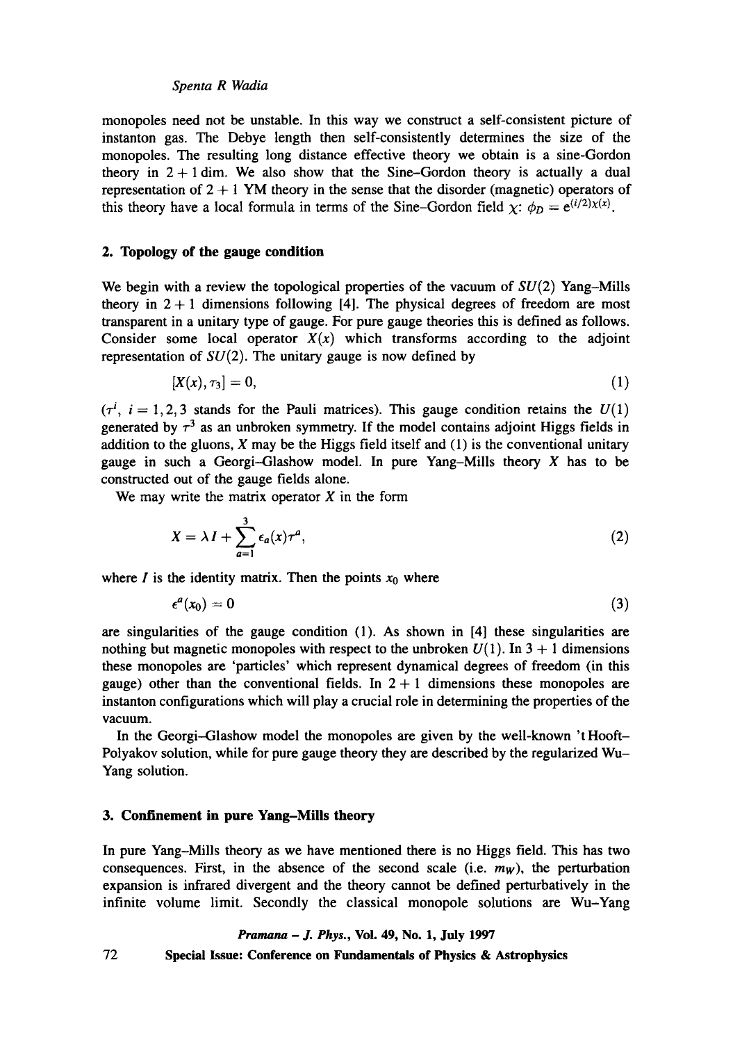monopoles need not be unstable. In this way we construct a self-consistent picture of instanton gas. The Debye length then self-consistently determines the size of the monopoles. The resulting long distance effective theory we obtain is a sine-Gordon theory in $2+1$ dim. We also show that the Sine–Gordon theory is actually a dual representation of $2+1$ YM theory in the sense that the disorder (magnetic) operators of this theory have a local formula in terms of the Sine–Gordon field $\chi$: $\phi_D = e^{(i/2)\chi(x)}$.

## 2. Topology of the gauge condition

We begin with a review the topological properties of the vacuum of $SU(2)$ Yang–Mills theory in $2+1$ dimensions following [4]. The physical degrees of freedom are most transparent in a unitary type of gauge. For pure gauge theories this is defined as follows. Consider some local operator $X(x)$ which transforms according to the adjoint representation of $SU(2)$. The unitary gauge is now defined by

$$[X(x), \tau_3] = 0, \tag{1}$$

($\tau^i$, $i = 1, 2, 3$ stands for the Pauli matrices). This gauge condition retains the $U(1)$ generated by $\tau^3$ as an unbroken symmetry. If the model contains adjoint Higgs fields in addition to the gluons, $X$ may be the Higgs field itself and (1) is the conventional unitary gauge in such a Georgi–Glashow model. In pure Yang–Mills theory $X$ has to be constructed out of the gauge fields alone.

We may write the matrix operator $X$ in the form

$$X = \lambda I + \sum_{a=1}^{3} \epsilon_a(x)\tau^a, \tag{2}$$

where $I$ is the identity matrix. Then the points $x_0$ where

$$\epsilon^a(x_0) = 0 \tag{3}$$

are singularities of the gauge condition (1). As shown in [4] these singularities are nothing but magnetic monopoles with respect to the unbroken $U(1)$. In $3+1$ dimensions these monopoles are 'particles' which represent dynamical degrees of freedom (in this gauge) other than the conventional fields. In $2+1$ dimensions these monopoles are instanton configurations which will play a crucial role in determining the properties of the vacuum.

In the Georgi–Glashow model the monopoles are given by the well-known 't Hooft–Polyakov solution, while for pure gauge theory they are described by the regularized Wu–Yang solution.

## 3. Confinement in pure Yang–Mills theory

In pure Yang–Mills theory as we have mentioned there is no Higgs field. This has two consequences. First, in the absence of the second scale (i.e. $m_W$), the perturbation expansion is infrared divergent and the theory cannot be defined perturbatively in the infinite volume limit. Secondly the classical monopole solutions are Wu–Yang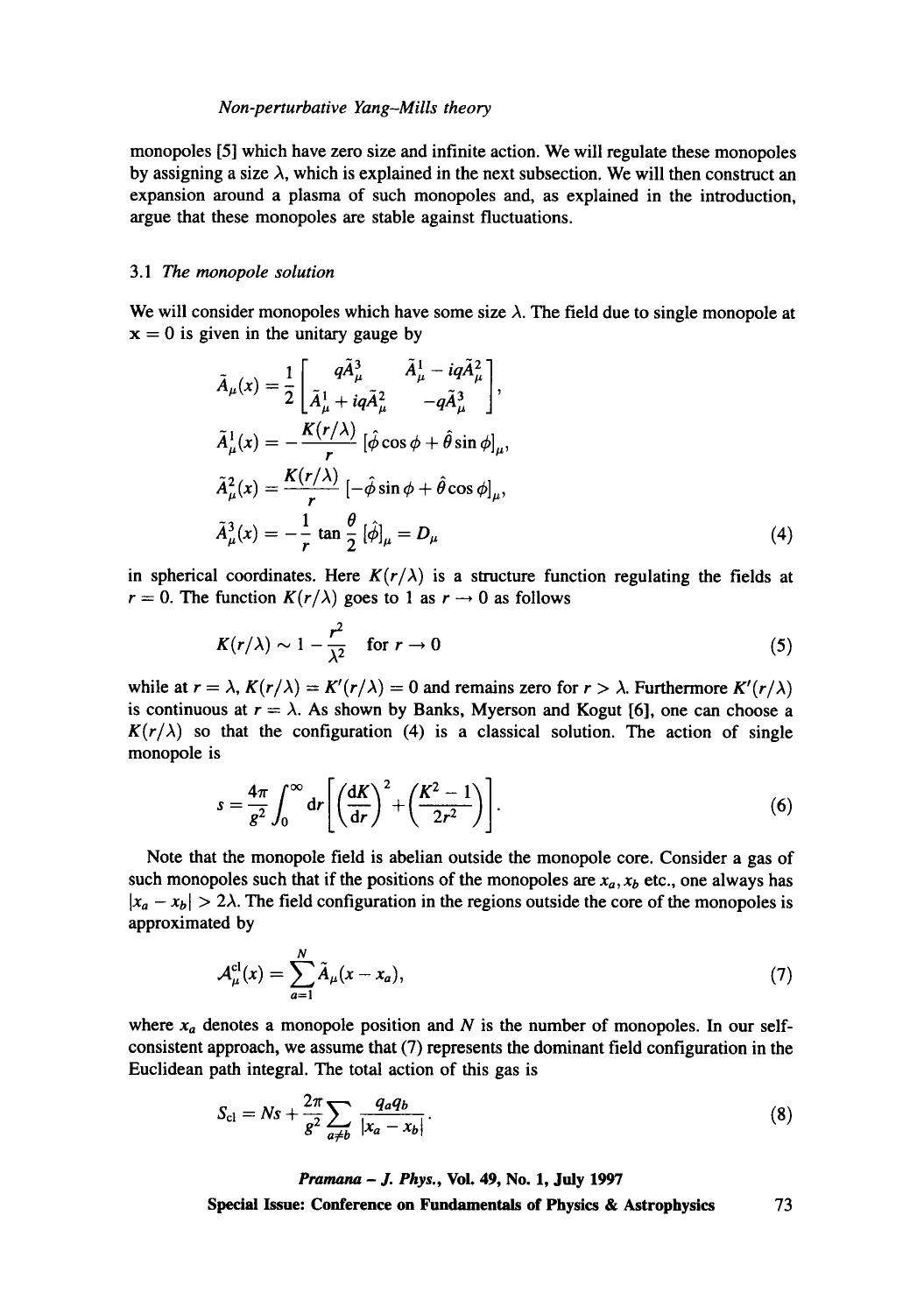monopoles [5] which have zero size and infinite action. We will regulate these monopoles by assigning a size $\lambda$, which is explained in the next subsection. We will then construct an expansion around a plasma of such monopoles and, as explained in the introduction, argue that these monopoles are stable against fluctuations.

### 3.1 *The monopole solution*

We will consider monopoles which have some size $\lambda$. The field due to single monopole at $\mathbf{x} = 0$ is given in the unitary gauge by

$$
\begin{aligned}
\tilde{A}_\mu(x) &= \frac{1}{2}\begin{bmatrix} q\tilde{A}^3_\mu & \tilde{A}^1_\mu - iq\tilde{A}^2_\mu \\ \tilde{A}^1_\mu + iq\tilde{A}^2_\mu & -q\tilde{A}^3_\mu \end{bmatrix}, \\
\tilde{A}^1_\mu(x) &= -\frac{K(r/\lambda)}{r}\,[\hat{\phi}\cos\phi + \hat{\theta}\sin\phi]_\mu, \\
\tilde{A}^2_\mu(x) &= \frac{K(r/\lambda)}{r}\,[-\hat{\phi}\sin\phi + \hat{\theta}\cos\phi]_\mu, \\
\tilde{A}^3_\mu(x) &= -\frac{1}{r}\tan\frac{\theta}{2}\,[\hat{\phi}]_\mu = D_\mu
\end{aligned}
\tag{4}
$$

in spherical coordinates. Here $K(r/\lambda)$ is a structure function regulating the fields at $r = 0$. The function $K(r/\lambda)$ goes to 1 as $r \to 0$ as follows

$$
K(r/\lambda) \sim 1 - \frac{r^2}{\lambda^2} \quad \text{for } r \to 0 \tag{5}
$$

while at $r = \lambda$, $K(r/\lambda) = K'(r/\lambda) = 0$ and remains zero for $r > \lambda$. Furthermore $K'(r/\lambda)$ is continuous at $r = \lambda$. As shown by Banks, Myerson and Kogut [6], one can choose a $K(r/\lambda)$ so that the configuration (4) is a classical solution. The action of single monopole is

$$
s = \frac{4\pi}{g^2}\int_0^\infty \mathrm{d}r\left[\left(\frac{\mathrm{d}K}{\mathrm{d}r}\right)^2 + \left(\frac{K^2 - 1}{2r^2}\right)\right]. \tag{6}
$$

Note that the monopole field is abelian outside the monopole core. Consider a gas of such monopoles such that if the positions of the monopoles are $x_a, x_b$ etc., one always has $|x_a - x_b| > 2\lambda$. The field configuration in the regions outside the core of the monopoles is approximated by

$$
\mathcal{A}^{\mathrm{cl}}_\mu(x) = \sum_{a=1}^{N} \tilde{A}_\mu(x - x_a), \tag{7}
$$

where $x_a$ denotes a monopole position and $N$ is the number of monopoles. In our self-consistent approach, we assume that (7) represents the dominant field configuration in the Euclidean path integral. The total action of this gas is

$$
S_{\mathrm{cl}} = Ns + \frac{2\pi}{g^2}\sum_{a \neq b}\frac{q_a q_b}{|x_a - x_b|}. \tag{8}
$$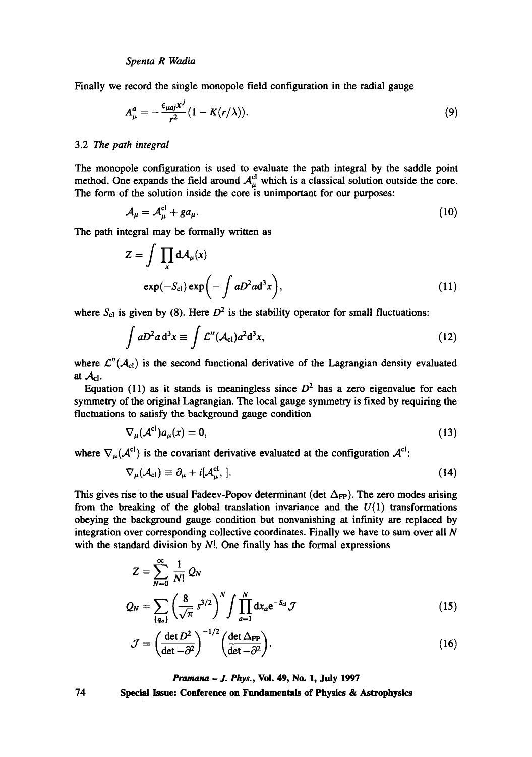Finally we record the single monopole field configuration in the radial gauge

$$A_{\mu}^{a} = -\frac{\epsilon_{\mu a j} x^{j}}{r^{2}}(1 - K(r/\lambda)). \tag{9}$$

### 3.2 *The path integral*

The monopole configuration is used to evaluate the path integral by the saddle point method. One expands the field around $\mathcal{A}_{\mu}^{\text{cl}}$ which is a classical solution outside the core. The form of the solution inside the core is unimportant for our purposes:

$$\mathcal{A}_{\mu} = \mathcal{A}_{\mu}^{\text{cl}} + g a_{\mu}. \tag{10}$$

The path integral may be formally written as

$$Z = \int \prod_{x} \mathrm{d}\mathcal{A}_{\mu}(x) \\ \exp(-S_{\text{cl}}) \exp\left(-\int a D^{2} a \mathrm{d}^{3} x\right), \tag{11}$$

where $S_{\text{cl}}$ is given by (8). Here $D^2$ is the stability operator for small fluctuations:

$$\int a D^{2} a \, \mathrm{d}^{3} x \equiv \int \mathcal{L}''(\mathcal{A}_{\text{cl}}) a^{2} \mathrm{d}^{3} x, \tag{12}$$

where $\mathcal{L}''(\mathcal{A}_{\text{cl}})$ is the second functional derivative of the Lagrangian density evaluated at $\mathcal{A}_{\text{cl}}$.

Equation (11) as it stands is meaningless since $D^2$ has a zero eigenvalue for each symmetry of the original Lagrangian. The local gauge symmetry is fixed by requiring the fluctuations to satisfy the background gauge condition

$$\nabla_{\mu}(\mathcal{A}^{\text{cl}}) a_{\mu}(x) = 0, \tag{13}$$

where $\nabla_{\mu}(\mathcal{A}^{\text{cl}})$ is the covariant derivative evaluated at the configuration $\mathcal{A}^{\text{cl}}$:

$$\nabla_{\mu}(\mathcal{A}_{\text{cl}}) \equiv \partial_{\mu} + i[\mathcal{A}_{\mu}^{\text{cl}}, \,]. \tag{14}$$

This gives rise to the usual Fadeev-Popov determinant ($\det \Delta_{\text{FP}}$). The zero modes arising from the breaking of the global translation invariance and the $U(1)$ transformations obeying the background gauge condition but nonvanishing at infinity are replaced by integration over corresponding collective coordinates. Finally we have to sum over all $N$ with the standard division by $N!$. One finally has the formal expressions

$$Z = \sum_{N=0}^{\infty} \frac{1}{N!} Q_{N} \\ Q_{N} = \sum_{\{q_a\}} \left(\frac{8}{\sqrt{\pi}} s^{3/2}\right)^{N} \int \prod_{a=1}^{N} \mathrm{d}x_{a} \mathrm{e}^{-S_{\text{cl}}} \mathcal{J} \tag{15}$$

$$\mathcal{J} = \left(\frac{\det D^{2}}{\det -\partial^{2}}\right)^{-1/2} \left(\frac{\det \Delta_{\text{FP}}}{\det -\partial^{2}}\right). \tag{16}$$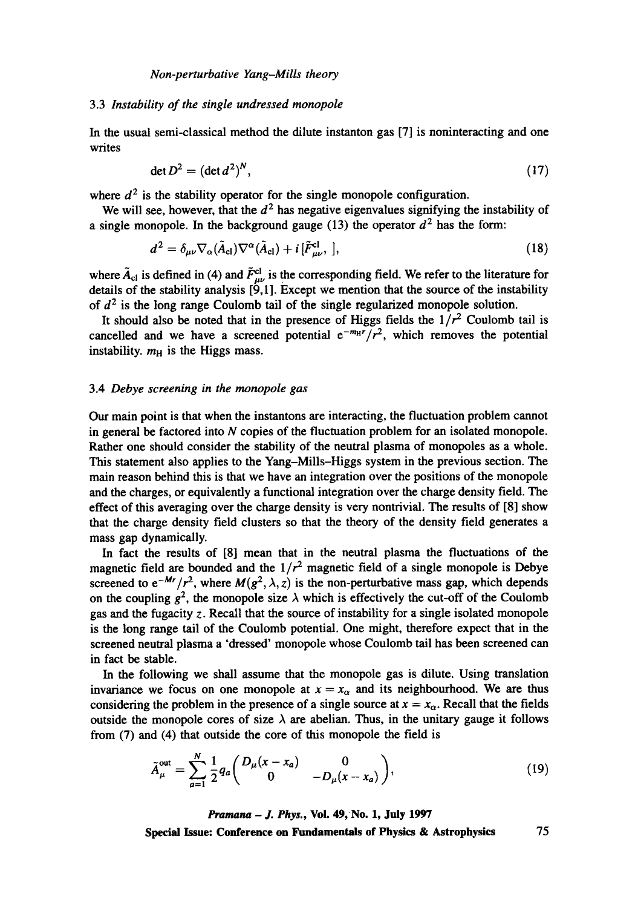### 3.3 *Instability of the single undressed monopole*

In the usual semi-classical method the dilute instanton gas [7] is noninteracting and one writes

$$\det D^2 = (\det d^2)^N, \tag{17}$$

where $d^2$ is the stability operator for the single monopole configuration.

We will see, however, that the $d^2$ has negative eigenvalues signifying the instability of a single monopole. In the background gauge (13) the operator $d^2$ has the form:

$$d^2 = \delta_{\mu\nu} \nabla_\alpha(\tilde{A}_{\rm cl}) \nabla^\alpha(\tilde{A}_{\rm cl}) + i\,[\tilde{F}^{\rm cl}_{\mu\nu},\ ], \tag{18}$$

where $\tilde{A}_{\rm cl}$ is defined in (4) and $\tilde{F}^{\rm cl}_{\mu\nu}$ is the corresponding field. We refer to the literature for details of the stability analysis [9,1]. Except we mention that the source of the instability of $d^2$ is the long range Coulomb tail of the single regularized monopole solution.

It should also be noted that in the presence of Higgs fields the $1/r^2$ Coulomb tail is cancelled and we have a screened potential $e^{-m_{\rm H} r}/r^2$, which removes the potential instability. $m_{\rm H}$ is the Higgs mass.

### 3.4 *Debye screening in the monopole gas*

Our main point is that when the instantons are interacting, the fluctuation problem cannot in general be factored into $N$ copies of the fluctuation problem for an isolated monopole. Rather one should consider the stability of the neutral plasma of monopoles as a whole. This statement also applies to the Yang–Mills–Higgs system in the previous section. The main reason behind this is that we have an integration over the positions of the monopole and the charges, or equivalently a functional integration over the charge density field. The effect of this averaging over the charge density is very nontrivial. The results of [8] show that the charge density field clusters so that the theory of the density field generates a mass gap dynamically.

In fact the results of [8] mean that in the neutral plasma the fluctuations of the magnetic field are bounded and the $1/r^2$ magnetic field of a single monopole is Debye screened to $e^{-Mr}/r^2$, where $M(g^2, \lambda, z)$ is the non-perturbative mass gap, which depends on the coupling $g^2$, the monopole size $\lambda$ which is effectively the cut-off of the Coulomb gas and the fugacity $z$. Recall that the source of instability for a single isolated monopole is the long range tail of the Coulomb potential. One might, therefore expect that in the screened neutral plasma a 'dressed' monopole whose Coulomb tail has been screened can in fact be stable.

In the following we shall assume that the monopole gas is dilute. Using translation invariance we focus on one monopole at $x = x_\alpha$ and its neighbourhood. We are thus considering the problem in the presence of a single source at $x = x_\alpha$. Recall that the fields outside the monopole cores of size $\lambda$ are abelian. Thus, in the unitary gauge it follows from (7) and (4) that outside the core of this monopole the field is

$$\tilde{A}^{\rm out}_\mu = \sum_{a=1}^{N} \frac{1}{2} q_a \begin{pmatrix} D_\mu(x - x_a) & 0 \\ 0 & -D_\mu(x - x_a) \end{pmatrix}, \tag{19}$$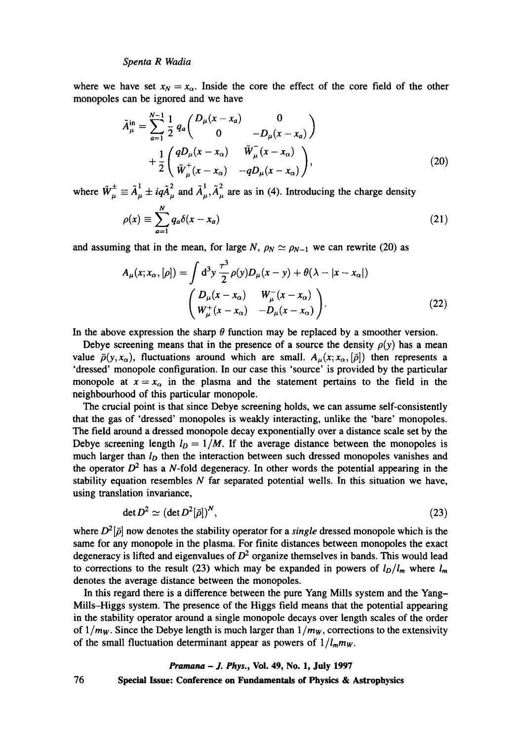where we have set $x_N = x_\alpha$. Inside the core the effect of the core field of the other monopoles can be ignored and we have

$$\tilde{A}_\mu^{\text{in}} = \sum_{a=1}^{N-1} \frac{1}{2} q_a \begin{pmatrix} D_\mu(x - x_a) & 0 \\ 0 & -D_\mu(x - x_a) \end{pmatrix} + \frac{1}{2} \begin{pmatrix} qD_\mu(x - x_\alpha) & \tilde{W}_\mu^-(x - x_\alpha) \\ \tilde{W}_\mu^+(x - x_\alpha) & -qD_\mu(x - x_\alpha) \end{pmatrix}, \tag{20}$$

where $\tilde{W}_\mu^\pm \equiv \tilde{A}_\mu^1 \pm iq\tilde{A}_\mu^2$ and $\tilde{A}_\mu^1, \tilde{A}_\mu^2$ are as in (4). Introducing the charge density

$$\rho(x) \equiv \sum_{a=1}^{N} q_a \delta(x - x_a) \tag{21}$$

and assuming that in the mean, for large $N$, $\rho_N \simeq \rho_{N-1}$ we can rewrite (20) as

$$A_\mu(x; x_\alpha, [\rho]) = \int \mathrm{d}^3y \frac{\tau^3}{2} \rho(y) D_\mu(x - y) + \theta(\lambda - |x - x_\alpha|) \begin{pmatrix} D_\mu(x - x_\alpha) & W_\mu^-(x - x_\alpha) \\ W_\mu^+(x - x_\alpha) & -D_\mu(x - x_\alpha) \end{pmatrix}. \tag{22}$$

In the above expression the sharp $\theta$ function may be replaced by a smoother version.

Debye screening means that in the presence of a source the density $\rho(y)$ has a mean value $\bar{\rho}(y, x_\alpha)$, fluctuations around which are small. $A_\mu(x; x_\alpha, [\bar{\rho}])$ then represents a 'dressed' monopole configuration. In our case this 'source' is provided by the particular monopole at $x = x_\alpha$ in the plasma and the statement pertains to the field in the neighbourhood of this particular monopole.

The crucial point is that since Debye screening holds, we can assume self-consistently that the gas of 'dressed' monopoles is weakly interacting, unlike the 'bare' monopoles. The field around a dressed monopole decay exponentially over a distance scale set by the Debye screening length $l_D = 1/M$. If the average distance between the monopoles is much larger than $l_D$ then the interaction between such dressed monopoles vanishes and the operator $D^2$ has a $N$-fold degeneracy. In other words the potential appearing in the stability equation resembles $N$ far separated potential wells. In this situation we have, using translation invariance,

$$\det D^2 \simeq (\det D^2[\bar{\rho}])^N, \tag{23}$$

where $D^2[\bar{\rho}]$ now denotes the stability operator for a *single* dressed monopole which is the same for any monopole in the plasma. For finite distances between monopoles the exact degeneracy is lifted and eigenvalues of $D^2$ organize themselves in bands. This would lead to corrections to the result (23) which may be expanded in powers of $l_D/l_m$ where $l_m$ denotes the average distance between the monopoles.

In this regard there is a difference between the pure Yang Mills system and the Yang–Mills–Higgs system. The presence of the Higgs field means that the potential appearing in the stability operator around a single monopole decays over length scales of the order of $1/m_W$. Since the Debye length is much larger than $1/m_W$, corrections to the extensivity of the small fluctuation determinant appear as powers of $1/l_m m_W$.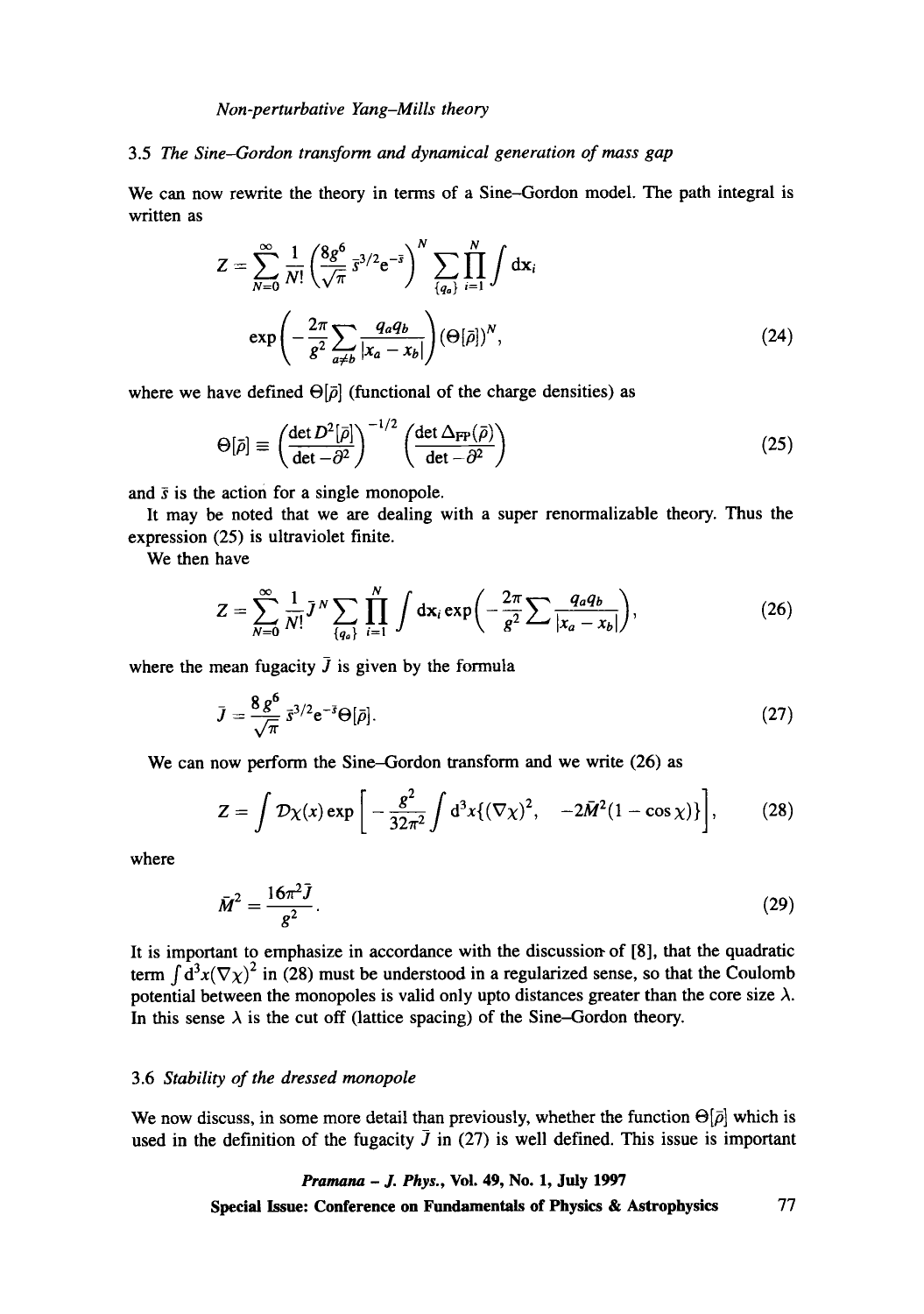### 3.5 *The Sine–Gordon transform and dynamical generation of mass gap*

We can now rewrite the theory in terms of a Sine–Gordon model. The path integral is written as

$$Z = \sum_{N=0}^{\infty} \frac{1}{N!} \left( \frac{8g^6}{\sqrt{\pi}} \bar{s}^{3/2} e^{-\bar{s}} \right)^N \sum_{\{q_a\}} \prod_{i=1}^{N} \int \mathrm{d}x_i$$

$$\exp\left( -\frac{2\pi}{g^2} \sum_{a \neq b} \frac{q_a q_b}{|x_a - x_b|} \right) (\Theta[\bar{\rho}])^N, \tag{24}$$

where we have defined $\Theta[\bar{\rho}]$ (functional of the charge densities) as

$$\Theta[\bar{\rho}] \equiv \left( \frac{\det D^2[\bar{\rho}]}{\det -\partial^2} \right)^{-1/2} \left( \frac{\det \Delta_{\mathrm{FP}}(\bar{\rho})}{\det -\partial^2} \right) \tag{25}$$

and $\bar{s}$ is the action for a single monopole.

It may be noted that we are dealing with a super renormalizable theory. Thus the expression (25) is ultraviolet finite.

We then have

$$Z = \sum_{N=0}^{\infty} \frac{1}{N!} \bar{J}^N \sum_{\{q_a\}} \prod_{i=1}^{N} \int \mathrm{d}x_i \exp\left( -\frac{2\pi}{g^2} \sum \frac{q_a q_b}{|x_a - x_b|} \right), \tag{26}$$

where the mean fugacity $\bar{J}$ is given by the formula

$$\bar{J} = \frac{8g^6}{\sqrt{\pi}} \bar{s}^{3/2} e^{-\bar{s}} \Theta[\bar{\rho}]. \tag{27}$$

We can now perform the Sine–Gordon transform and we write (26) as

$$Z = \int \mathcal{D}\chi(x) \exp\left[ -\frac{g^2}{32\pi^2} \int \mathrm{d}^3x \{ (\nabla\chi)^2, \quad -2\bar{M}^2(1 - \cos\chi) \} \right], \tag{28}$$

where

$$\bar{M}^2 = \frac{16\pi^2 \bar{J}}{g^2}. \tag{29}$$

It is important to emphasize in accordance with the discussion of [8], that the quadratic term $\int \mathrm{d}^3x (\nabla\chi)^2$ in (28) must be understood in a regularized sense, so that the Coulomb potential between the monopoles is valid only upto distances greater than the core size $\lambda$. In this sense $\lambda$ is the cut off (lattice spacing) of the Sine–Gordon theory.

### 3.6 *Stability of the dressed monopole*

We now discuss, in some more detail than previously, whether the function $\Theta[\bar{\rho}]$ which is used in the definition of the fugacity $\bar{J}$ in (27) is well defined. This issue is important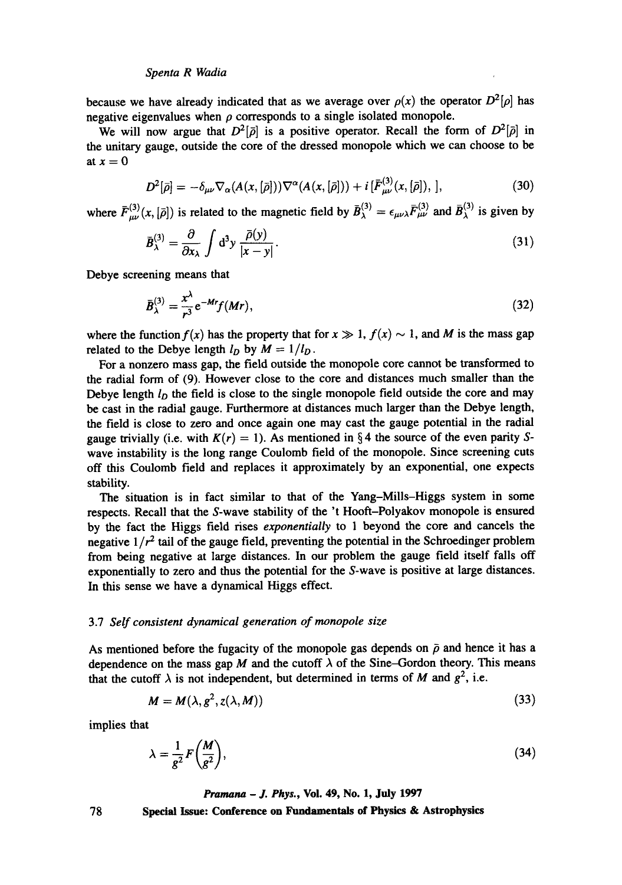because we have already indicated that as we average over $\rho(x)$ the operator $D^2[\rho]$ has negative eigenvalues when $\rho$ corresponds to a single isolated monopole.

We will now argue that $D^2[\bar{\rho}]$ is a positive operator. Recall the form of $D^2[\bar{\rho}]$ in the unitary gauge, outside the core of the dressed monopole which we can choose to be at $x = 0$

$$D^2[\bar{\rho}] = -\delta_{\mu\nu}\nabla_\alpha(A(x,[\bar{\rho}]))\nabla^\alpha(A(x,[\bar{\rho}])) + i\,[\bar{F}^{(3)}_{\mu\nu}(x,[\bar{\rho}]),\,], \tag{30}$$

where $\bar{F}^{(3)}_{\mu\nu}(x,[\bar{\rho}])$ is related to the magnetic field by $\bar{B}^{(3)}_\lambda = \epsilon_{\mu\nu\lambda}\bar{F}^{(3)}_{\mu\nu}$ and $\bar{B}^{(3)}_\lambda$ is given by

$$\bar{B}^{(3)}_\lambda = \frac{\partial}{\partial x_\lambda}\int \mathrm{d}^3y\, \frac{\bar{\rho}(y)}{|x-y|}. \tag{31}$$

Debye screening means that

$$\bar{B}^{(3)}_\lambda = \frac{x^\lambda}{r^3}\mathrm{e}^{-Mr}f(Mr), \tag{32}$$

where the function $f(x)$ has the property that for $x \gg 1$, $f(x) \sim 1$, and $M$ is the mass gap related to the Debye length $l_D$ by $M = 1/l_D$.

For a nonzero mass gap, the field outside the monopole core cannot be transformed to the radial form of (9). However close to the core and distances much smaller than the Debye length $l_D$ the field is close to the single monopole field outside the core and may be cast in the radial gauge. Furthermore at distances much larger than the Debye length, the field is close to zero and once again one may cast the gauge potential in the radial gauge trivially (i.e. with $K(r) = 1$). As mentioned in § 4 the source of the even parity $S$-wave instability is the long range Coulomb field of the monopole. Since screening cuts off this Coulomb field and replaces it approximately by an exponential, one expects stability.

The situation is in fact similar to that of the Yang–Mills–Higgs system in some respects. Recall that the $S$-wave stability of the 't Hooft–Polyakov monopole is ensured by the fact the Higgs field rises *exponentially* to 1 beyond the core and cancels the negative $1/r^2$ tail of the gauge field, preventing the potential in the Schroedinger problem from being negative at large distances. In our problem the gauge field itself falls off exponentially to zero and thus the potential for the $S$-wave is positive at large distances. In this sense we have a dynamical Higgs effect.

### 3.7 *Self consistent dynamical generation of monopole size*

As mentioned before the fugacity of the monopole gas depends on $\bar{\rho}$ and hence it has a dependence on the mass gap $M$ and the cutoff $\lambda$ of the Sine–Gordon theory. This means that the cutoff $\lambda$ is not independent, but determined in terms of $M$ and $g^2$, i.e.

$$M = M(\lambda, g^2, z(\lambda, M)) \tag{33}$$

implies that

$$\lambda = \frac{1}{g^2}F\left(\frac{M}{g^2}\right), \tag{34}$$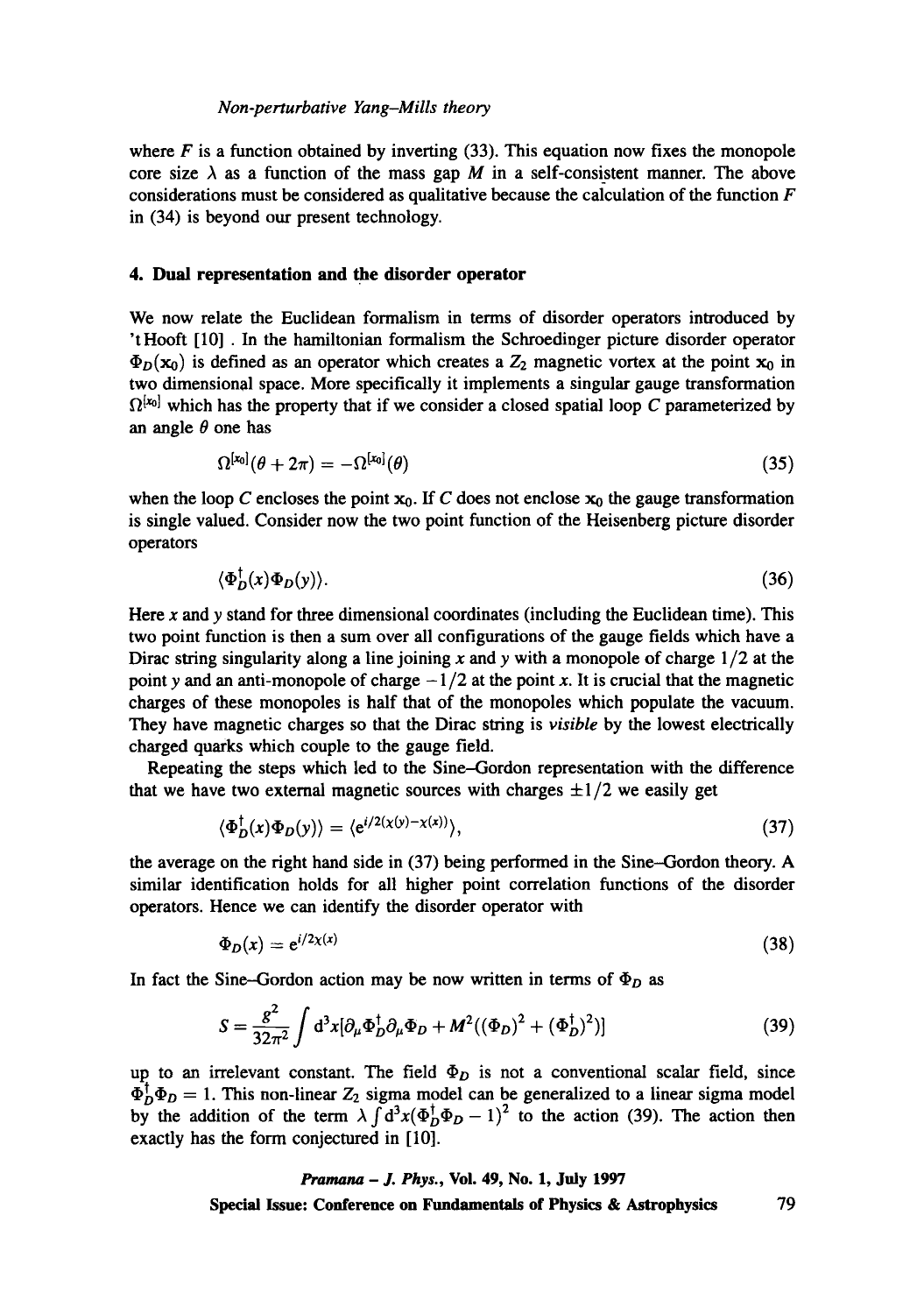where $F$ is a function obtained by inverting (33). This equation now fixes the monopole core size $\lambda$ as a function of the mass gap $M$ in a self-consistent manner. The above considerations must be considered as qualitative because the calculation of the function $F$ in (34) is beyond our present technology.

## 4. Dual representation and the disorder operator

We now relate the Euclidean formalism in terms of disorder operators introduced by 't Hooft [10] . In the hamiltonian formalism the Schroedinger picture disorder operator $\Phi_D(\mathbf{x}_0)$ is defined as an operator which creates a $Z_2$ magnetic vortex at the point $\mathbf{x}_0$ in two dimensional space. More specifically it implements a singular gauge transformation $\Omega^{[x_0]}$ which has the property that if we consider a closed spatial loop $C$ parameterized by an angle $\theta$ one has

$$\Omega^{[x_0]}(\theta + 2\pi) = -\Omega^{[x_0]}(\theta) \tag{35}$$

when the loop $C$ encloses the point $\mathbf{x}_0$. If $C$ does not enclose $\mathbf{x}_0$ the gauge transformation is single valued. Consider now the two point function of the Heisenberg picture disorder operators

$$\langle \Phi_D^\dagger(x)\Phi_D(y)\rangle. \tag{36}$$

Here $x$ and $y$ stand for three dimensional coordinates (including the Euclidean time). This two point function is then a sum over all configurations of the gauge fields which have a Dirac string singularity along a line joining $x$ and $y$ with a monopole of charge $1/2$ at the point $y$ and an anti-monopole of charge $-1/2$ at the point $x$. It is crucial that the magnetic charges of these monopoles is half that of the monopoles which populate the vacuum. They have magnetic charges so that the Dirac string is *visible* by the lowest electrically charged quarks which couple to the gauge field.

Repeating the steps which led to the Sine–Gordon representation with the difference that we have two external magnetic sources with charges $\pm 1/2$ we easily get

$$\langle \Phi_D^\dagger(x)\Phi_D(y)\rangle = \langle e^{i/2(\chi(y)-\chi(x))}\rangle, \tag{37}$$

the average on the right hand side in (37) being performed in the Sine–Gordon theory. A similar identification holds for all higher point correlation functions of the disorder operators. Hence we can identify the disorder operator with

$$\Phi_D(x) = e^{i/2\chi(x)} \tag{38}$$

In fact the Sine–Gordon action may be now written in terms of $\Phi_D$ as

$$S = \frac{g^2}{32\pi^2}\int d^3x[\partial_\mu\Phi_D^\dagger\partial_\mu\Phi_D + M^2((\Phi_D)^2 + (\Phi_D^\dagger)^2)] \tag{39}$$

up to an irrelevant constant. The field $\Phi_D$ is not a conventional scalar field, since $\Phi_D^\dagger\Phi_D = 1$. This non-linear $Z_2$ sigma model can be generalized to a linear sigma model by the addition of the term $\lambda\int d^3x(\Phi_D^\dagger\Phi_D - 1)^2$ to the action (39). The action then exactly has the form conjectured in [10].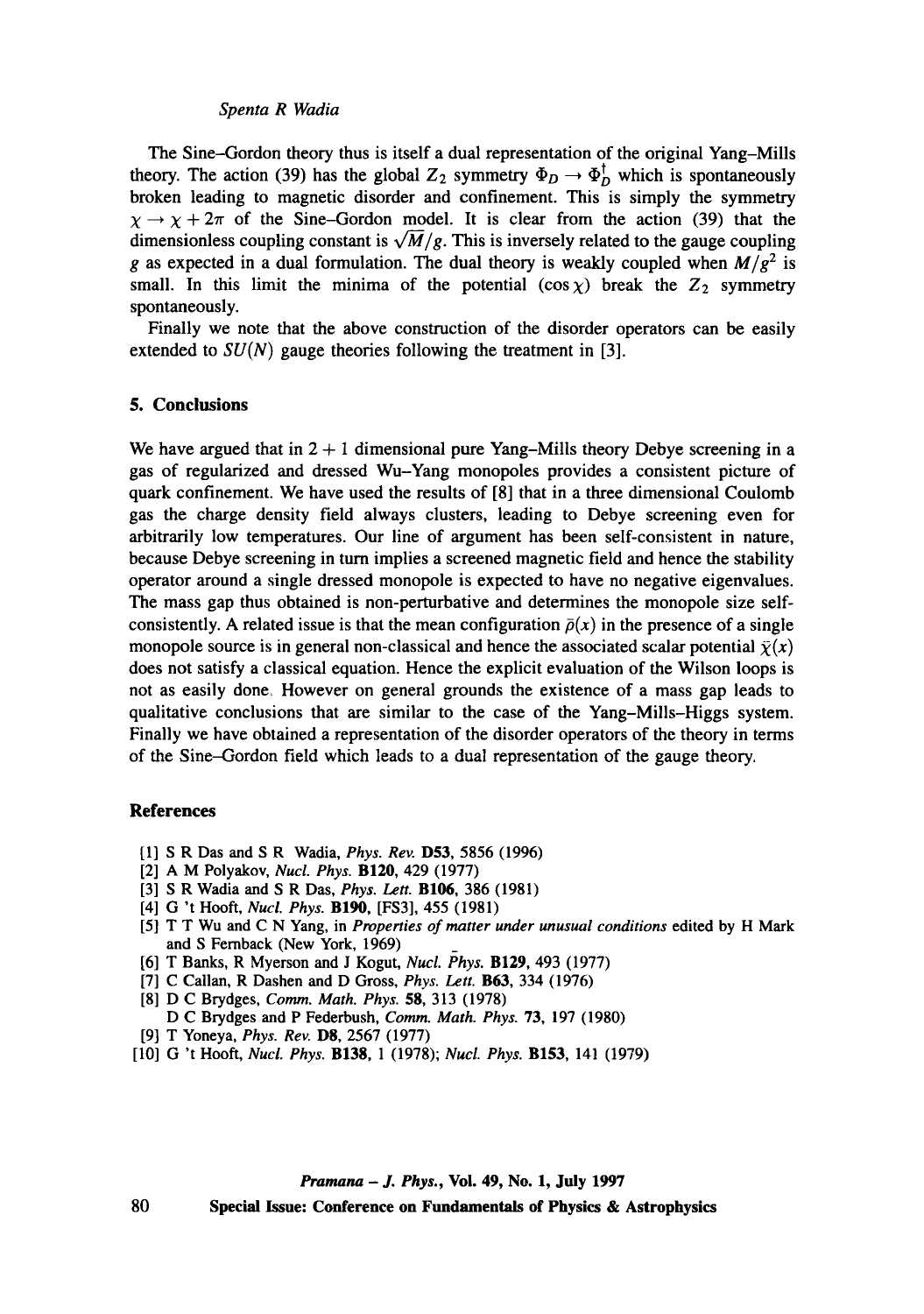The Sine–Gordon theory thus is itself a dual representation of the original Yang–Mills theory. The action (39) has the global $Z_2$ symmetry $\Phi_D \to \Phi_D^\dagger$ which is spontaneously broken leading to magnetic disorder and confinement. This is simply the symmetry $\chi \to \chi + 2\pi$ of the Sine–Gordon model. It is clear from the action (39) that the dimensionless coupling constant is $\sqrt{M}/g$. This is inversely related to the gauge coupling $g$ as expected in a dual formulation. The dual theory is weakly coupled when $M/g^2$ is small. In this limit the minima of the potential ($\cos\chi$) break the $Z_2$ symmetry spontaneously.

Finally we note that the above construction of the disorder operators can be easily extended to $SU(N)$ gauge theories following the treatment in [3].

## 5. Conclusions

We have argued that in $2+1$ dimensional pure Yang–Mills theory Debye screening in a gas of regularized and dressed Wu–Yang monopoles provides a consistent picture of quark confinement. We have used the results of [8] that in a three dimensional Coulomb gas the charge density field always clusters, leading to Debye screening even for arbitrarily low temperatures. Our line of argument has been self-consistent in nature, because Debye screening in turn implies a screened magnetic field and hence the stability operator around a single dressed monopole is expected to have no negative eigenvalues. The mass gap thus obtained is non-perturbative and determines the monopole size self-consistently. A related issue is that the mean configuration $\bar{\rho}(x)$ in the presence of a single monopole source is in general non-classical and hence the associated scalar potential $\bar{\chi}(x)$ does not satisfy a classical equation. Hence the explicit evaluation of the Wilson loops is not as easily done. However on general grounds the existence of a mass gap leads to qualitative conclusions that are similar to the case of the Yang–Mills–Higgs system. Finally we have obtained a representation of the disorder operators of the theory in terms of the Sine–Gordon field which leads to a dual representation of the gauge theory.

### References

[1] S R Das and S R Wadia, *Phys. Rev.* **D53**, 5856 (1996)
[2] A M Polyakov, *Nucl. Phys.* **B120**, 429 (1977)
[3] S R Wadia and S R Das, *Phys. Lett.* **B106**, 386 (1981)
[4] G 't Hooft, *Nucl. Phys.* **B190**, [FS3], 455 (1981)
[5] T T Wu and C N Yang, in *Properties of matter under unusual conditions* edited by H Mark and S Fernback (New York, 1969)
[6] T Banks, R Myerson and J Kogut, *Nucl. Phys.* **B129**, 493 (1977)
[7] C Callan, R Dashen and D Gross, *Phys. Lett.* **B63**, 334 (1976)
[8] D C Brydges, *Comm. Math. Phys.* **58**, 313 (1978)
D C Brydges and P Federbush, *Comm. Math. Phys.* **73**, 197 (1980)
[9] T Yoneya, *Phys. Rev.* **D8**, 2567 (1977)
[10] G 't Hooft, *Nucl. Phys.* **B138**, 1 (1978); *Nucl. Phys.* **B153**, 141 (1979)